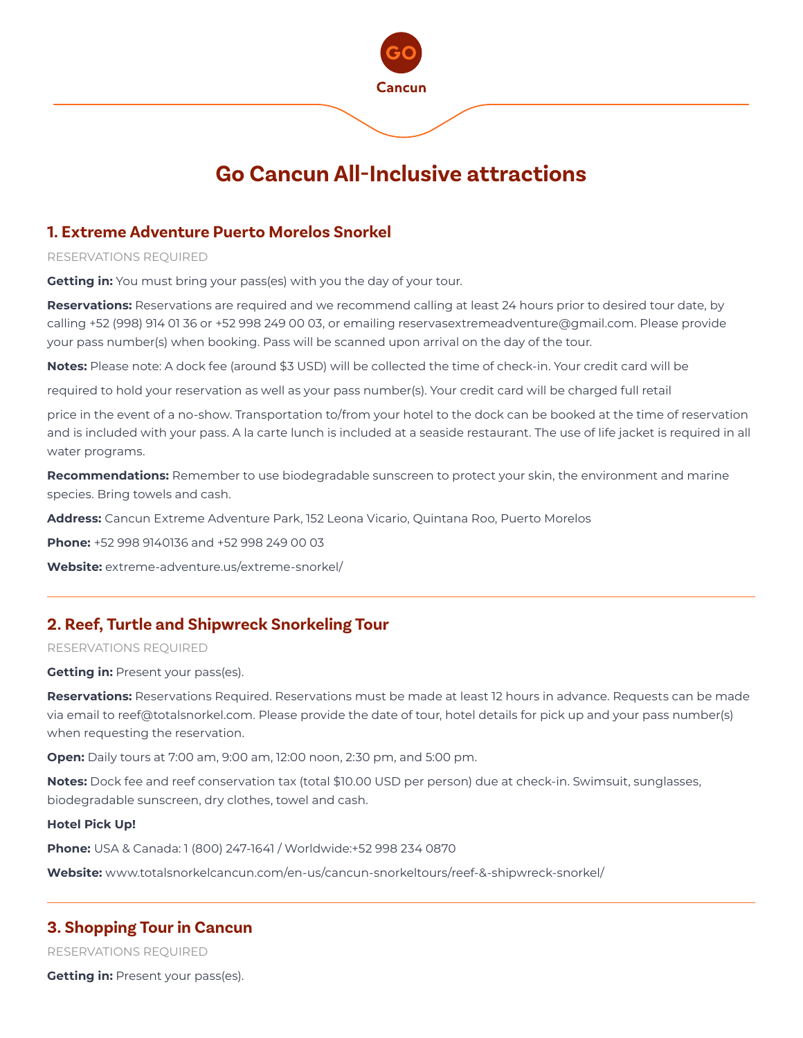GO

Cancun

# Go Cancun All-Inclusive attractions

## 1. Extreme Adventure Puerto Morelos Snorkel

RESERVATIONS REQUIRED

**Getting in:** You must bring your pass(es) with you the day of your tour.

**Reservations:** Reservations are required and we recommend calling at least 24 hours prior to desired tour date, by calling +52 (998) 914 01 36 or +52 998 249 00 03, or emailing reservasextremeadventure@gmail.com. Please provide your pass number(s) when booking. Pass will be scanned upon arrival on the day of the tour.

**Notes:** Please note: A dock fee (around $3 USD) will be collected the time of check-in. Your credit card will be required to hold your reservation as well as your pass number(s). Your credit card will be charged full retail price in the event of a no-show. Transportation to/from your hotel to the dock can be booked at the time of reservation and is included with your pass. A la carte lunch is included at a seaside restaurant. The use of life jacket is required in all water programs.

**Recommendations:** Remember to use biodegradable sunscreen to protect your skin, the environment and marine species. Bring towels and cash.

**Address:** Cancun Extreme Adventure Park, 152 Leona Vicario, Quintana Roo, Puerto Morelos

**Phone:** +52 998 9140136 and +52 998 249 00 03

**Website:** extreme-adventure.us/extreme-snorkel/

---

## 2. Reef, Turtle and Shipwreck Snorkeling Tour

RESERVATIONS REQUIRED

**Getting in:** Present your pass(es).

**Reservations:** Reservations Required. Reservations must be made at least 12 hours in advance. Requests can be made via email to reef@totalsnorkel.com. Please provide the date of tour, hotel details for pick up and your pass number(s) when requesting the reservation.

**Open:** Daily tours at 7:00 am, 9:00 am, 12:00 noon, 2:30 pm, and 5:00 pm.

**Notes:** Dock fee and reef conservation tax (total $10.00 USD per person) due at check-in. Swimsuit, sunglasses, biodegradable sunscreen, dry clothes, towel and cash.

**Hotel Pick Up!**

**Phone:** USA & Canada: 1 (800) 247-1641 / Worldwide:+52 998 234 0870

**Website:** www.totalsnorkelcancun.com/en-us/cancun-snorkeltours/reef-&-shipwreck-snorkel/

---

## 3. Shopping Tour in Cancun

RESERVATIONS REQUIRED

**Getting in:** Present your pass(es).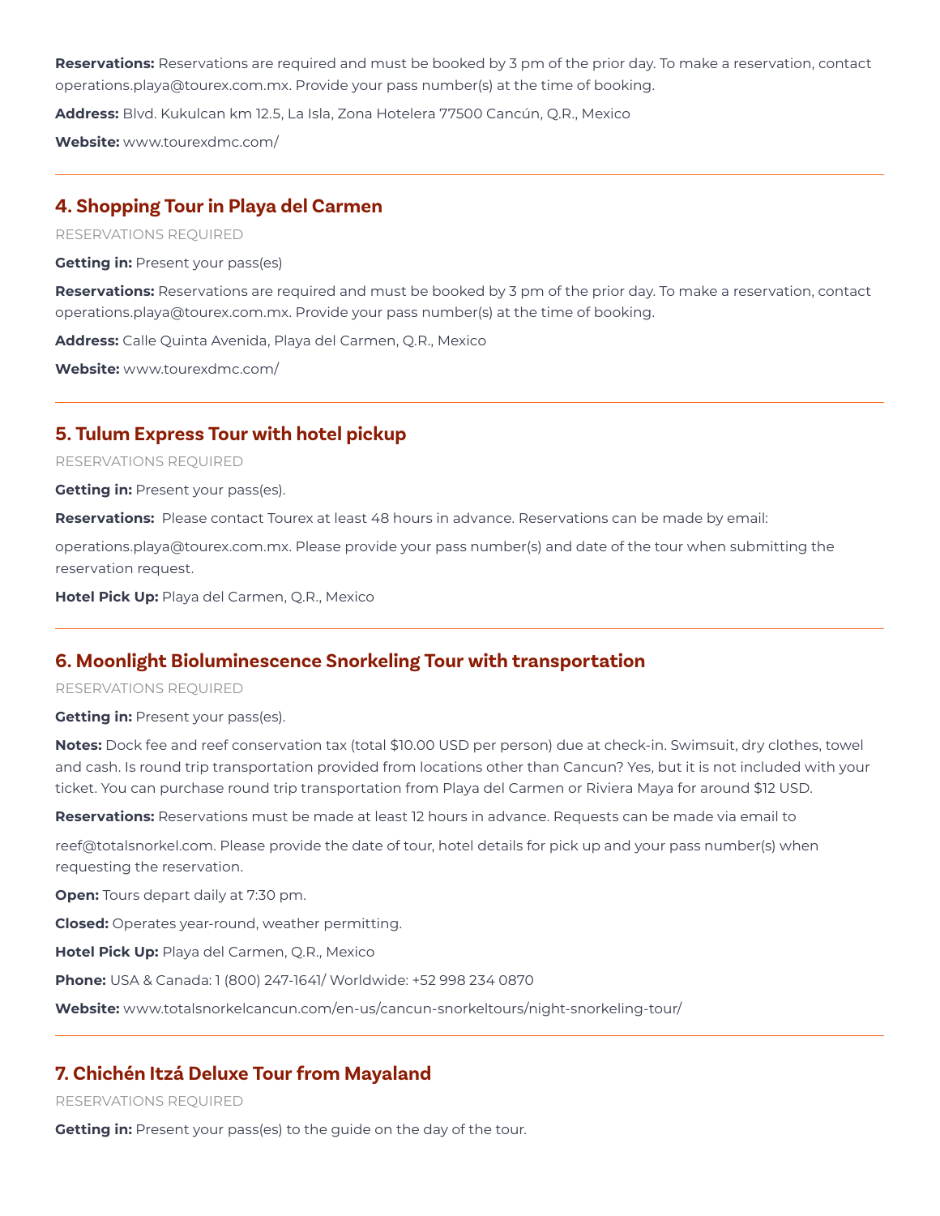**Reservations:** Reservations are required and must be booked by 3 pm of the prior day. To make a reservation, contact operations.playa@tourex.com.mx. Provide your pass number(s) at the time of booking.

**Address:** Blvd. Kukulcan km 12.5, La Isla, Zona Hotelera 77500 Cancún, Q.R., Mexico

**Website:** www.tourexdmc.com/

---

## 4. Shopping Tour in Playa del Carmen

RESERVATIONS REQUIRED

**Getting in:** Present your pass(es)

**Reservations:** Reservations are required and must be booked by 3 pm of the prior day. To make a reservation, contact operations.playa@tourex.com.mx. Provide your pass number(s) at the time of booking.

**Address:** Calle Quinta Avenida, Playa del Carmen, Q.R., Mexico

**Website:** www.tourexdmc.com/

---

## 5. Tulum Express Tour with hotel pickup

RESERVATIONS REQUIRED

**Getting in:** Present your pass(es).

**Reservations:** Please contact Tourex at least 48 hours in advance. Reservations can be made by email:

operations.playa@tourex.com.mx. Please provide your pass number(s) and date of the tour when submitting the reservation request.

**Hotel Pick Up:** Playa del Carmen, Q.R., Mexico

---

## 6. Moonlight Bioluminescence Snorkeling Tour with transportation

RESERVATIONS REQUIRED

**Getting in:** Present your pass(es).

**Notes:** Dock fee and reef conservation tax (total $10.00 USD per person) due at check-in. Swimsuit, dry clothes, towel and cash. Is round trip transportation provided from locations other than Cancun? Yes, but it is not included with your ticket. You can purchase round trip transportation from Playa del Carmen or Riviera Maya for around $12 USD.

**Reservations:** Reservations must be made at least 12 hours in advance. Requests can be made via email to

reef@totalsnorkel.com. Please provide the date of tour, hotel details for pick up and your pass number(s) when requesting the reservation.

**Open:** Tours depart daily at 7:30 pm.

**Closed:** Operates year-round, weather permitting.

**Hotel Pick Up:** Playa del Carmen, Q.R., Mexico

**Phone:** USA & Canada: 1 (800) 247-1641/ Worldwide: +52 998 234 0870

**Website:** www.totalsnorkelcancun.com/en-us/cancun-snorkeltours/night-snorkeling-tour/

---

## 7. Chichén Itzá Deluxe Tour from Mayaland

RESERVATIONS REQUIRED

**Getting in:** Present your pass(es) to the guide on the day of the tour.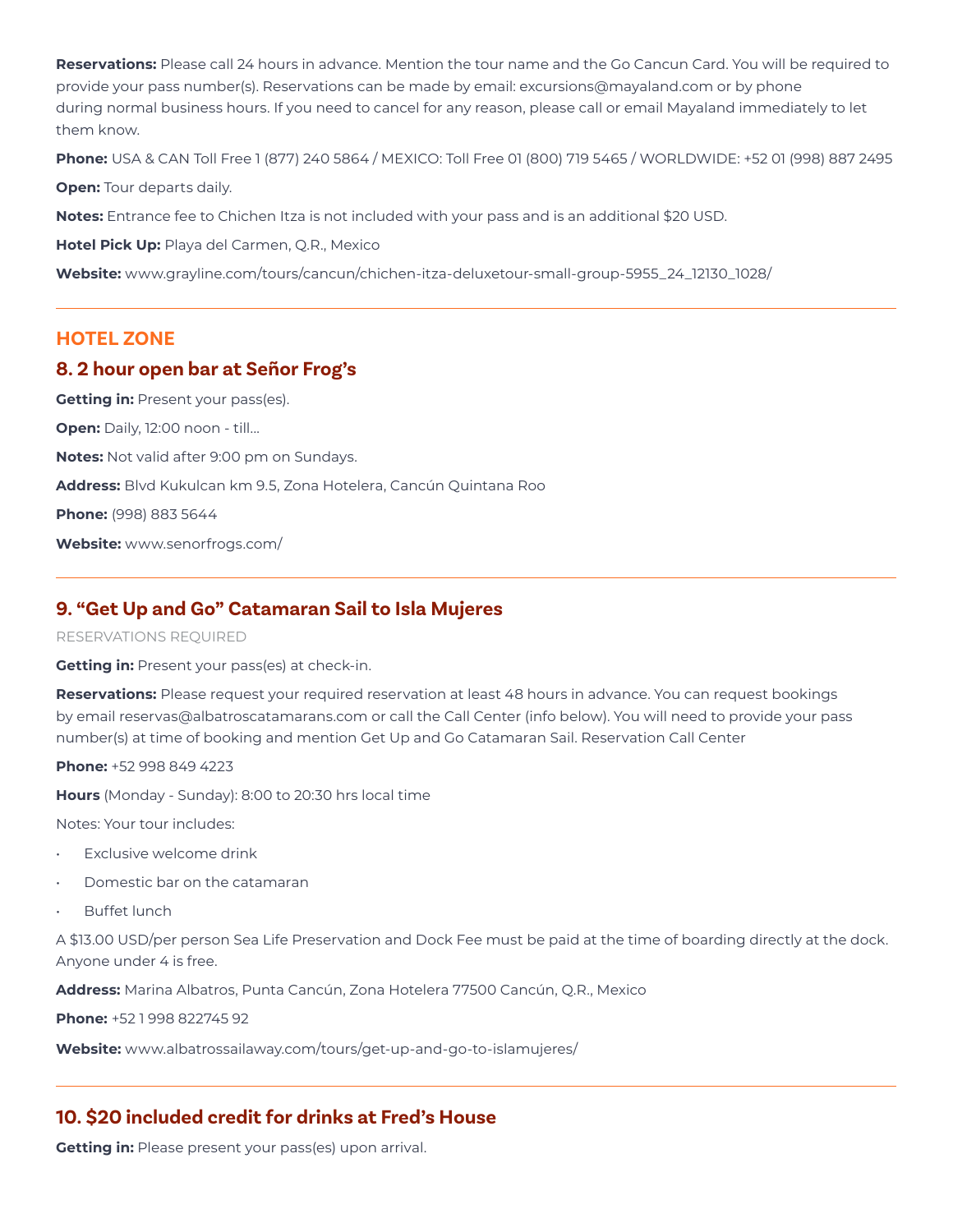**Reservations:** Please call 24 hours in advance. Mention the tour name and the Go Cancun Card. You will be required to provide your pass number(s). Reservations can be made by email: excursions@mayaland.com or by phone during normal business hours. If you need to cancel for any reason, please call or email Mayaland immediately to let them know.

**Phone:** USA & CAN Toll Free 1 (877) 240 5864 / MEXICO: Toll Free 01 (800) 719 5465 / WORLDWIDE: +52 01 (998) 887 2495

**Open:** Tour departs daily.

**Notes:** Entrance fee to Chichen Itza is not included with your pass and is an additional $20 USD.

**Hotel Pick Up:** Playa del Carmen, Q.R., Mexico

**Website:** www.grayline.com/tours/cancun/chichen-itza-deluxetour-small-group-5955_24_12130_1028/

---

## HOTEL ZONE

### 8. 2 hour open bar at Señor Frog's

**Getting in:** Present your pass(es).

**Open:** Daily, 12:00 noon - till...

**Notes:** Not valid after 9:00 pm on Sundays.

**Address:** Blvd Kukulcan km 9.5, Zona Hotelera, Cancún Quintana Roo

**Phone:** (998) 883 5644

**Website:** www.senorfrogs.com/

---

### 9. "Get Up and Go" Catamaran Sail to Isla Mujeres

RESERVATIONS REQUIRED

**Getting in:** Present your pass(es) at check-in.

**Reservations:** Please request your required reservation at least 48 hours in advance. You can request bookings by email reservas@albatroscatamarans.com or call the Call Center (info below). You will need to provide your pass number(s) at time of booking and mention Get Up and Go Catamaran Sail. Reservation Call Center

**Phone:** +52 998 849 4223

**Hours** (Monday - Sunday): 8:00 to 20:30 hrs local time

Notes: Your tour includes:

- Exclusive welcome drink
- Domestic bar on the catamaran
- Buffet lunch

A $13.00 USD/per person Sea Life Preservation and Dock Fee must be paid at the time of boarding directly at the dock. Anyone under 4 is free.

**Address:** Marina Albatros, Punta Cancún, Zona Hotelera 77500 Cancún, Q.R., Mexico

**Phone:** +52 1 998 822745 92

**Website:** www.albatrossailaway.com/tours/get-up-and-go-to-islamujeres/

---

### 10. $20 included credit for drinks at Fred's House

**Getting in:** Please present your pass(es) upon arrival.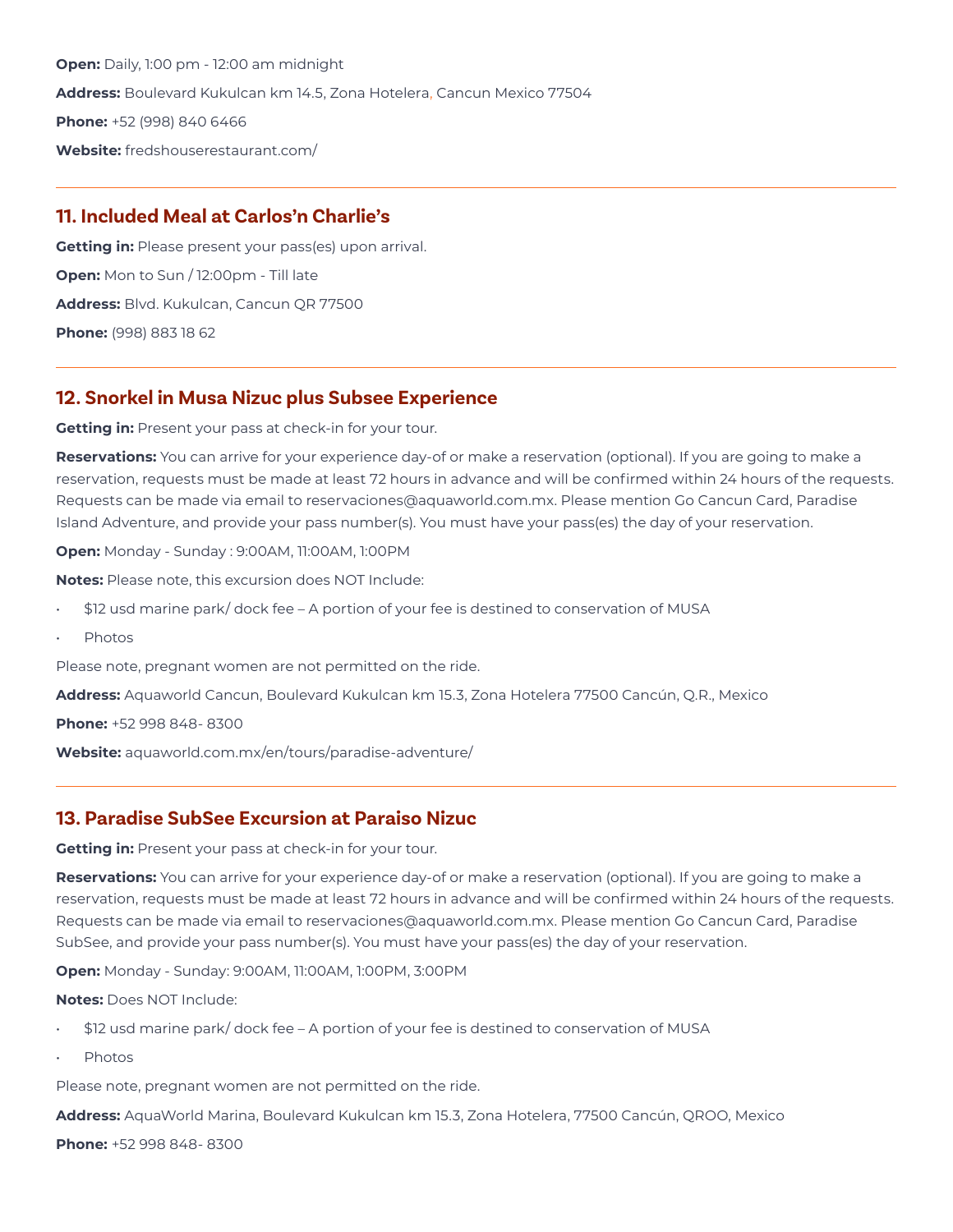**Open:** Daily, 1:00 pm - 12:00 am midnight

**Address:** Boulevard Kukulcan km 14.5, Zona Hotelera, Cancun Mexico 77504

**Phone:** +52 (998) 840 6466

**Website:** fredshouserestaurant.com/

---

## 11. Included Meal at Carlos'n Charlie's

**Getting in:** Please present your pass(es) upon arrival.

**Open:** Mon to Sun / 12:00pm - Till late

**Address:** Blvd. Kukulcan, Cancun QR 77500

**Phone:** (998) 883 18 62

---

## 12. Snorkel in Musa Nizuc plus Subsee Experience

**Getting in:** Present your pass at check-in for your tour.

**Reservations:** You can arrive for your experience day-of or make a reservation (optional). If you are going to make a reservation, requests must be made at least 72 hours in advance and will be confirmed within 24 hours of the requests. Requests can be made via email to reservaciones@aquaworld.com.mx. Please mention Go Cancun Card, Paradise Island Adventure, and provide your pass number(s). You must have your pass(es) the day of your reservation.

**Open:** Monday - Sunday : 9:00AM, 11:00AM, 1:00PM

**Notes:** Please note, this excursion does NOT Include:

- $12 usd marine park/ dock fee – A portion of your fee is destined to conservation of MUSA
- Photos

Please note, pregnant women are not permitted on the ride.

**Address:** Aquaworld Cancun, Boulevard Kukulcan km 15.3, Zona Hotelera 77500 Cancún, Q.R., Mexico

**Phone:** +52 998 848- 8300

**Website:** aquaworld.com.mx/en/tours/paradise-adventure/

---

## 13. Paradise SubSee Excursion at Paraiso Nizuc

**Getting in:** Present your pass at check-in for your tour.

**Reservations:** You can arrive for your experience day-of or make a reservation (optional). If you are going to make a reservation, requests must be made at least 72 hours in advance and will be confirmed within 24 hours of the requests. Requests can be made via email to reservaciones@aquaworld.com.mx. Please mention Go Cancun Card, Paradise SubSee, and provide your pass number(s). You must have your pass(es) the day of your reservation.

**Open:** Monday - Sunday: 9:00AM, 11:00AM, 1:00PM, 3:00PM

**Notes:** Does NOT Include:

- $12 usd marine park/ dock fee – A portion of your fee is destined to conservation of MUSA
- Photos

Please note, pregnant women are not permitted on the ride.

**Address:** AquaWorld Marina, Boulevard Kukulcan km 15.3, Zona Hotelera, 77500 Cancún, QROO, Mexico

**Phone:** +52 998 848- 8300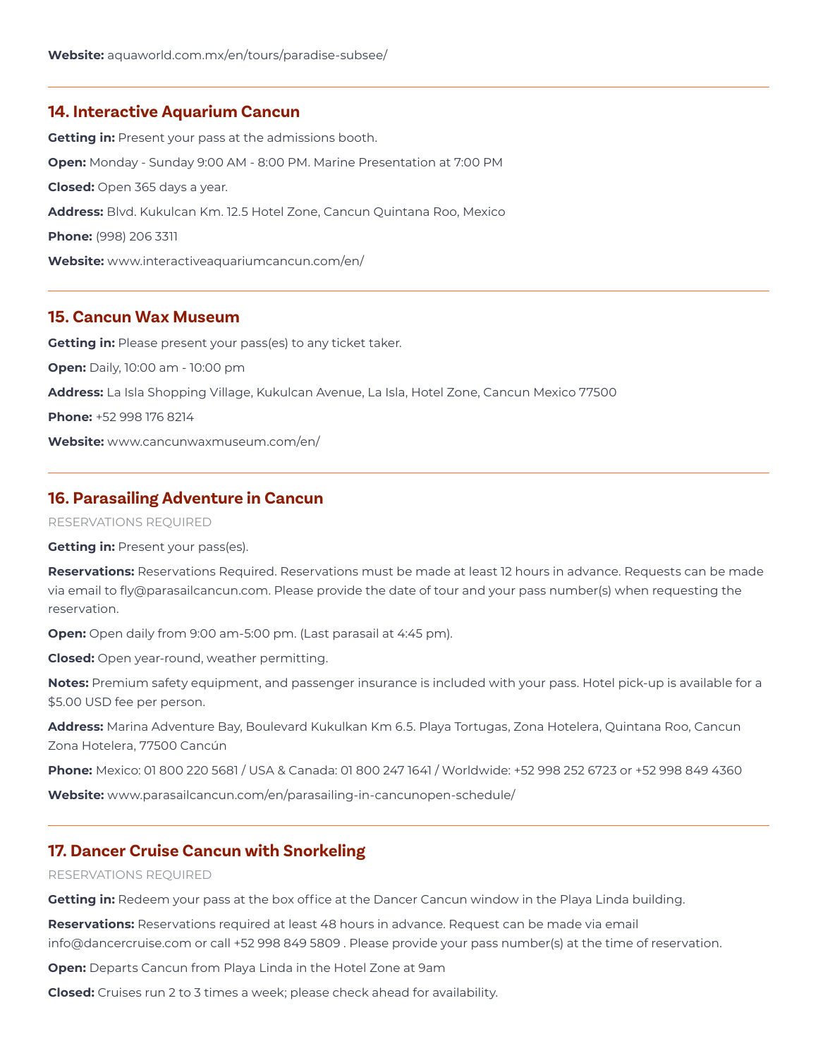**Website:** aquaworld.com.mx/en/tours/paradise-subsee/

---

## 14. Interactive Aquarium Cancun

**Getting in:** Present your pass at the admissions booth.

**Open:** Monday - Sunday 9:00 AM - 8:00 PM. Marine Presentation at 7:00 PM

**Closed:** Open 365 days a year.

**Address:** Blvd. Kukulcan Km. 12.5 Hotel Zone, Cancun Quintana Roo, Mexico

**Phone:** (998) 206 3311

**Website:** www.interactiveaquariumcancun.com/en/

---

## 15. Cancun Wax Museum

**Getting in:** Please present your pass(es) to any ticket taker.

**Open:** Daily, 10:00 am - 10:00 pm

**Address:** La Isla Shopping Village, Kukulcan Avenue, La Isla, Hotel Zone, Cancun Mexico 77500

**Phone:** +52 998 176 8214

**Website:** www.cancunwaxmuseum.com/en/

---

## 16. Parasailing Adventure in Cancun

RESERVATIONS REQUIRED

**Getting in:** Present your pass(es).

**Reservations:** Reservations Required. Reservations must be made at least 12 hours in advance. Requests can be made via email to fly@parasailcancun.com. Please provide the date of tour and your pass number(s) when requesting the reservation.

**Open:** Open daily from 9:00 am-5:00 pm. (Last parasail at 4:45 pm).

**Closed:** Open year-round, weather permitting.

**Notes:** Premium safety equipment, and passenger insurance is included with your pass. Hotel pick-up is available for a $5.00 USD fee per person.

**Address:** Marina Adventure Bay, Boulevard Kukulkan Km 6.5. Playa Tortugas, Zona Hotelera, Quintana Roo, Cancun Zona Hotelera, 77500 Cancún

**Phone:** Mexico: 01 800 220 5681 / USA & Canada: 01 800 247 1641 / Worldwide: +52 998 252 6723 or +52 998 849 4360

**Website:** www.parasailcancun.com/en/parasailing-in-cancunopen-schedule/

---

## 17. Dancer Cruise Cancun with Snorkeling

RESERVATIONS REQUIRED

**Getting in:** Redeem your pass at the box office at the Dancer Cancun window in the Playa Linda building.

**Reservations:** Reservations required at least 48 hours in advance. Request can be made via email info@dancercruise.com or call +52 998 849 5809 . Please provide your pass number(s) at the time of reservation.

**Open:** Departs Cancun from Playa Linda in the Hotel Zone at 9am

**Closed:** Cruises run 2 to 3 times a week; please check ahead for availability.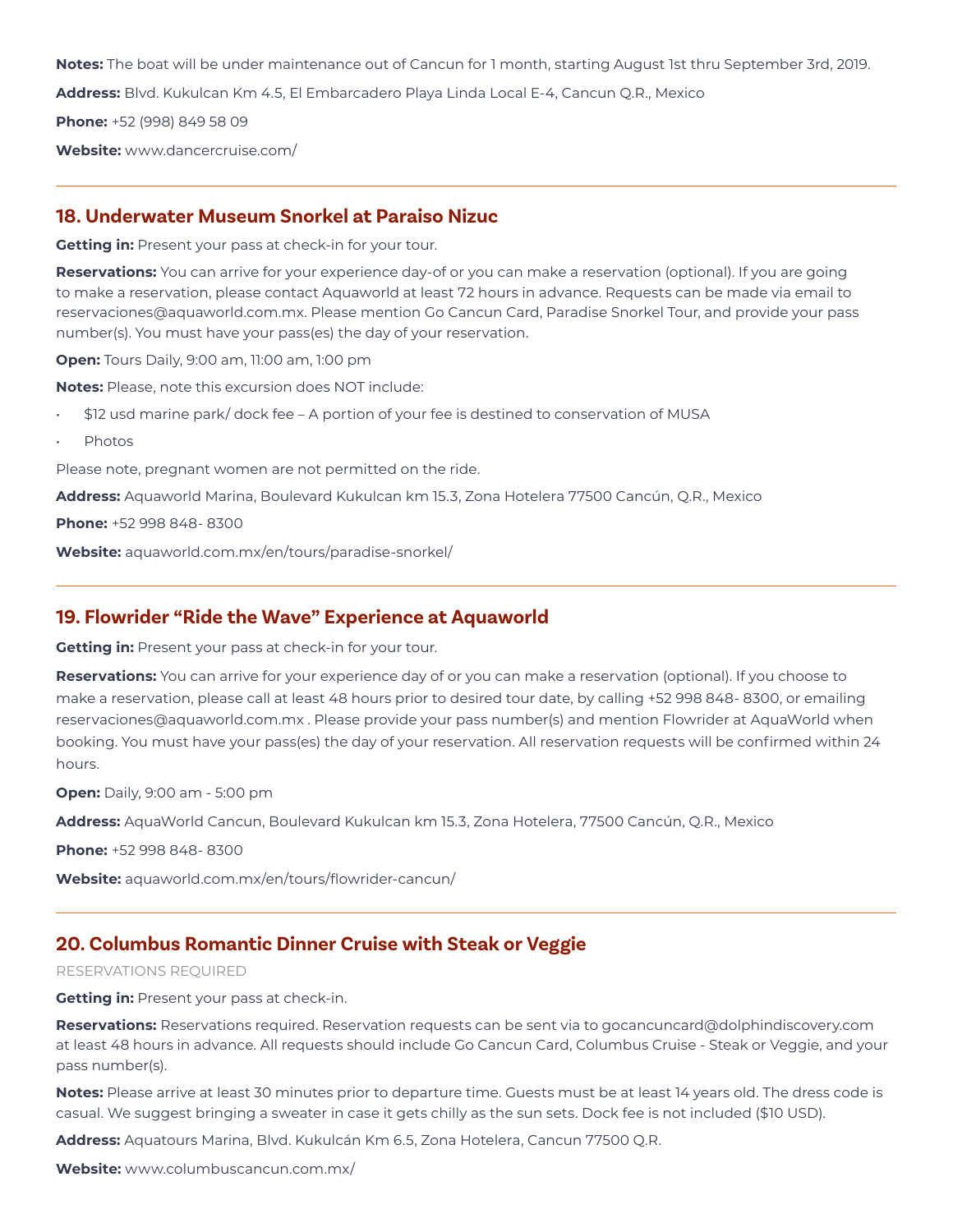**Notes:** The boat will be under maintenance out of Cancun for 1 month, starting August 1st thru September 3rd, 2019.

**Address:** Blvd. Kukulcan Km 4.5, El Embarcadero Playa Linda Local E-4, Cancun Q.R., Mexico

**Phone:** +52 (998) 849 58 09

**Website:** www.dancercruise.com/

---

## 18. Underwater Museum Snorkel at Paraiso Nizuc

**Getting in:** Present your pass at check-in for your tour.

**Reservations:** You can arrive for your experience day-of or you can make a reservation (optional). If you are going to make a reservation, please contact Aquaworld at least 72 hours in advance. Requests can be made via email to reservaciones@aquaworld.com.mx. Please mention Go Cancun Card, Paradise Snorkel Tour, and provide your pass number(s). You must have your pass(es) the day of your reservation.

**Open:** Tours Daily, 9:00 am, 11:00 am, 1:00 pm

**Notes:** Please, note this excursion does NOT include:

- $12 usd marine park/ dock fee – A portion of your fee is destined to conservation of MUSA
- Photos

Please note, pregnant women are not permitted on the ride.

**Address:** Aquaworld Marina, Boulevard Kukulcan km 15.3, Zona Hotelera 77500 Cancún, Q.R., Mexico

**Phone:** +52 998 848- 8300

**Website:** aquaworld.com.mx/en/tours/paradise-snorkel/

---

## 19. Flowrider "Ride the Wave" Experience at Aquaworld

**Getting in:** Present your pass at check-in for your tour.

**Reservations:** You can arrive for your experience day of or you can make a reservation (optional). If you choose to make a reservation, please call at least 48 hours prior to desired tour date, by calling +52 998 848- 8300, or emailing reservaciones@aquaworld.com.mx . Please provide your pass number(s) and mention Flowrider at AquaWorld when booking. You must have your pass(es) the day of your reservation. All reservation requests will be confirmed within 24 hours.

**Open:** Daily, 9:00 am - 5:00 pm

**Address:** AquaWorld Cancun, Boulevard Kukulcan km 15.3, Zona Hotelera, 77500 Cancún, Q.R., Mexico

**Phone:** +52 998 848- 8300

**Website:** aquaworld.com.mx/en/tours/flowrider-cancun/

---

## 20. Columbus Romantic Dinner Cruise with Steak or Veggie

RESERVATIONS REQUIRED

**Getting in:** Present your pass at check-in.

**Reservations:** Reservations required. Reservation requests can be sent via to gocancuncard@dolphindiscovery.com at least 48 hours in advance. All requests should include Go Cancun Card, Columbus Cruise - Steak or Veggie, and your pass number(s).

**Notes:** Please arrive at least 30 minutes prior to departure time. Guests must be at least 14 years old. The dress code is casual. We suggest bringing a sweater in case it gets chilly as the sun sets. Dock fee is not included ($10 USD).

**Address:** Aquatours Marina, Blvd. Kukulcán Km 6.5, Zona Hotelera, Cancun 77500 Q.R.

**Website:** www.columbuscancun.com.mx/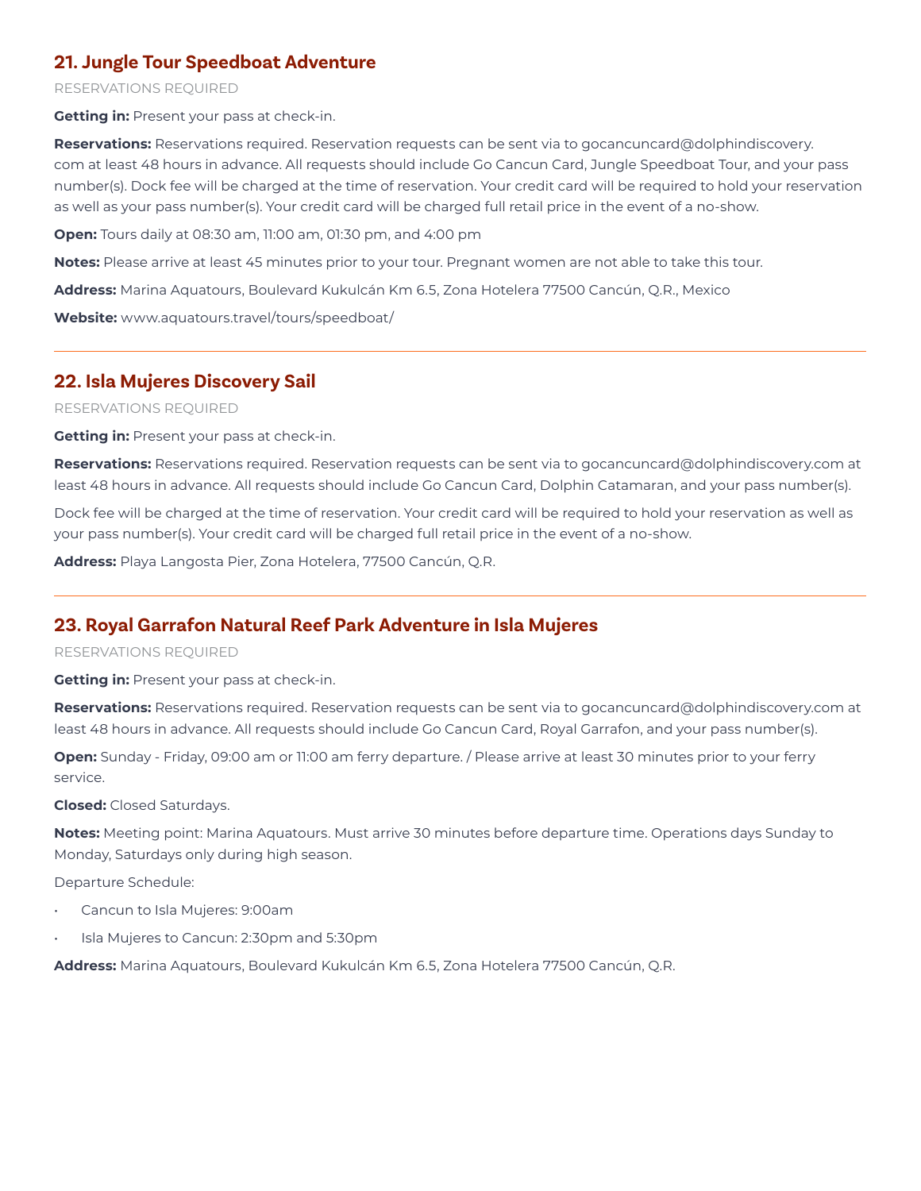## 21. Jungle Tour Speedboat Adventure

RESERVATIONS REQUIRED

**Getting in:** Present your pass at check-in.

**Reservations:** Reservations required. Reservation requests can be sent via to gocancuncard@dolphindiscovery.com at least 48 hours in advance. All requests should include Go Cancun Card, Jungle Speedboat Tour, and your pass number(s). Dock fee will be charged at the time of reservation. Your credit card will be required to hold your reservation as well as your pass number(s). Your credit card will be charged full retail price in the event of a no-show.

**Open:** Tours daily at 08:30 am, 11:00 am, 01:30 pm, and 4:00 pm

**Notes:** Please arrive at least 45 minutes prior to your tour. Pregnant women are not able to take this tour.

**Address:** Marina Aquatours, Boulevard Kukulcán Km 6.5, Zona Hotelera 77500 Cancún, Q.R., Mexico

**Website:** www.aquatours.travel/tours/speedboat/

---

## 22. Isla Mujeres Discovery Sail

RESERVATIONS REQUIRED

**Getting in:** Present your pass at check-in.

**Reservations:** Reservations required. Reservation requests can be sent via to gocancuncard@dolphindiscovery.com at least 48 hours in advance. All requests should include Go Cancun Card, Dolphin Catamaran, and your pass number(s).

Dock fee will be charged at the time of reservation. Your credit card will be required to hold your reservation as well as your pass number(s). Your credit card will be charged full retail price in the event of a no-show.

**Address:** Playa Langosta Pier, Zona Hotelera, 77500 Cancún, Q.R.

---

## 23. Royal Garrafon Natural Reef Park Adventure in Isla Mujeres

RESERVATIONS REQUIRED

**Getting in:** Present your pass at check-in.

**Reservations:** Reservations required. Reservation requests can be sent via to gocancuncard@dolphindiscovery.com at least 48 hours in advance. All requests should include Go Cancun Card, Royal Garrafon, and your pass number(s).

**Open:** Sunday - Friday, 09:00 am or 11:00 am ferry departure. / Please arrive at least 30 minutes prior to your ferry service.

**Closed:** Closed Saturdays.

**Notes:** Meeting point: Marina Aquatours. Must arrive 30 minutes before departure time. Operations days Sunday to Monday, Saturdays only during high season.

Departure Schedule:

- Cancun to Isla Mujeres: 9:00am
- Isla Mujeres to Cancun: 2:30pm and 5:30pm

**Address:** Marina Aquatours, Boulevard Kukulcán Km 6.5, Zona Hotelera 77500 Cancún, Q.R.